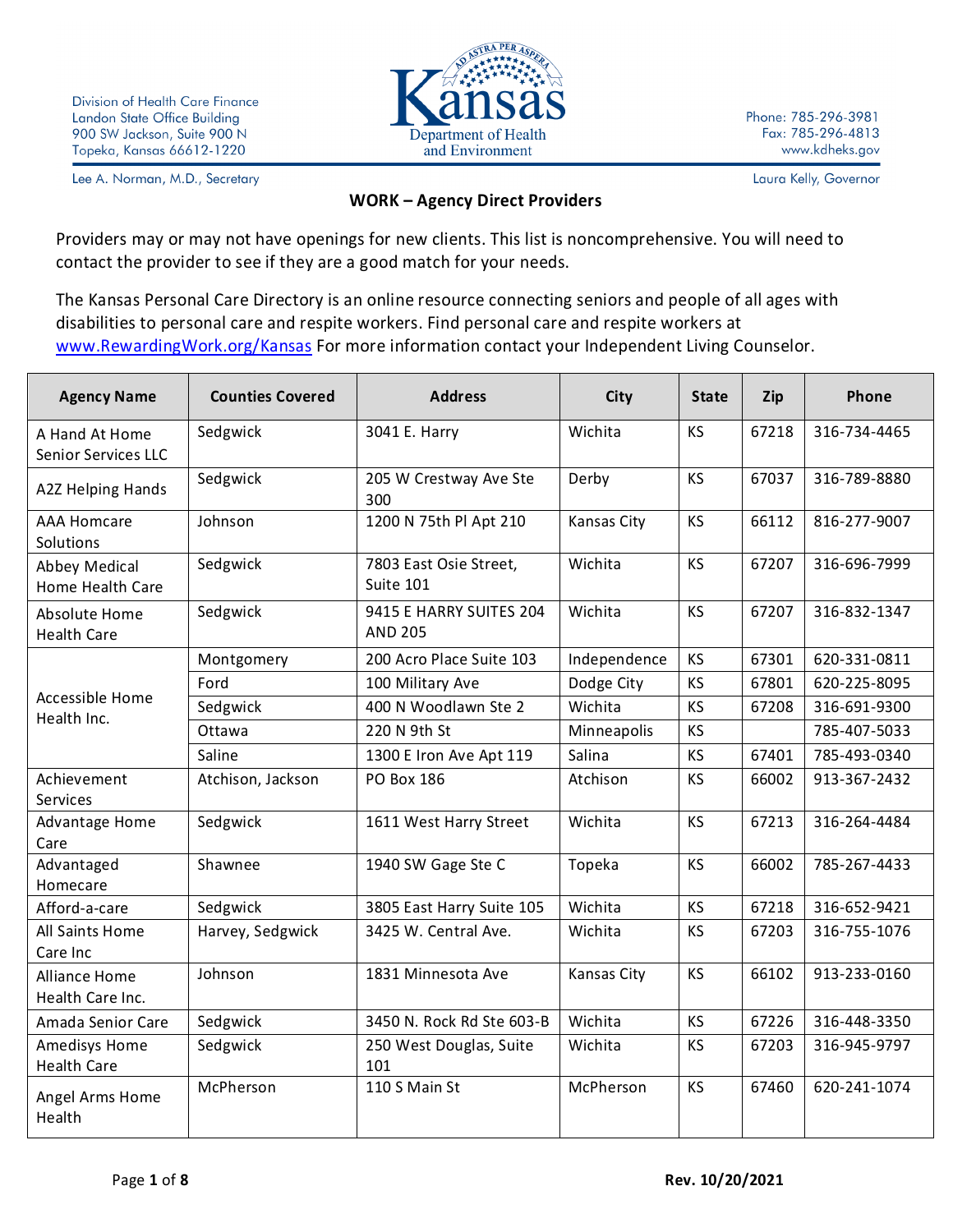Division of Health Care Finance
Landon State Office Building
900 SW Jackson, Suite 900 N
Topeka, Kansas 66612-1220

Kansas Department of Health and Environment

Phone: 785-296-3981
Fax: 785-296-4813
www.kdheks.gov

Lee A. Norman, M.D., Secretary

Laura Kelly, Governor

## WORK – Agency Direct Providers

Providers may or may not have openings for new clients. This list is noncomprehensive. You will need to contact the provider to see if they are a good match for your needs.

The Kansas Personal Care Directory is an online resource connecting seniors and people of all ages with disabilities to personal care and respite workers. Find personal care and respite workers at www.RewardingWork.org/Kansas For more information contact your Independent Living Counselor.

| Agency Name | Counties Covered | Address | City | State | Zip | Phone |
|---|---|---|---|---|---|---|
| A Hand At Home Senior Services LLC | Sedgwick | 3041 E. Harry | Wichita | KS | 67218 | 316-734-4465 |
| A2Z Helping Hands | Sedgwick | 205 W Crestway Ave Ste 300 | Derby | KS | 67037 | 316-789-8880 |
| AAA Homcare Solutions | Johnson | 1200 N 75th Pl Apt 210 | Kansas City | KS | 66112 | 816-277-9007 |
| Abbey Medical Home Health Care | Sedgwick | 7803 East Osie Street, Suite 101 | Wichita | KS | 67207 | 316-696-7999 |
| Absolute Home Health Care | Sedgwick | 9415 E HARRY SUITES 204 AND 205 | Wichita | KS | 67207 | 316-832-1347 |
| Accessible Home Health Inc. | Montgomery | 200 Acro Place Suite 103 | Independence | KS | 67301 | 620-331-0811 |
| | Ford | 100 Military Ave | Dodge City | KS | 67801 | 620-225-8095 |
| | Sedgwick | 400 N Woodlawn Ste 2 | Wichita | KS | 67208 | 316-691-9300 |
| | Ottawa | 220 N 9th St | Minneapolis | KS | | 785-407-5033 |
| | Saline | 1300 E Iron Ave Apt 119 | Salina | KS | 67401 | 785-493-0340 |
| Achievement Services | Atchison, Jackson | PO Box 186 | Atchison | KS | 66002 | 913-367-2432 |
| Advantage Home Care | Sedgwick | 1611 West Harry Street | Wichita | KS | 67213 | 316-264-4484 |
| Advantaged Homecare | Shawnee | 1940 SW Gage Ste C | Topeka | KS | 66002 | 785-267-4433 |
| Afford-a-care | Sedgwick | 3805 East Harry Suite 105 | Wichita | KS | 67218 | 316-652-9421 |
| All Saints Home Care Inc | Harvey, Sedgwick | 3425 W. Central Ave. | Wichita | KS | 67203 | 316-755-1076 |
| Alliance Home Health Care Inc. | Johnson | 1831 Minnesota Ave | Kansas City | KS | 66102 | 913-233-0160 |
| Amada Senior Care | Sedgwick | 3450 N. Rock Rd Ste 603-B | Wichita | KS | 67226 | 316-448-3350 |
| Amedisys Home Health Care | Sedgwick | 250 West Douglas, Suite 101 | Wichita | KS | 67203 | 316-945-9797 |
| Angel Arms Home Health | McPherson | 110 S Main St | McPherson | KS | 67460 | 620-241-1074 |

Rev. 10/20/2021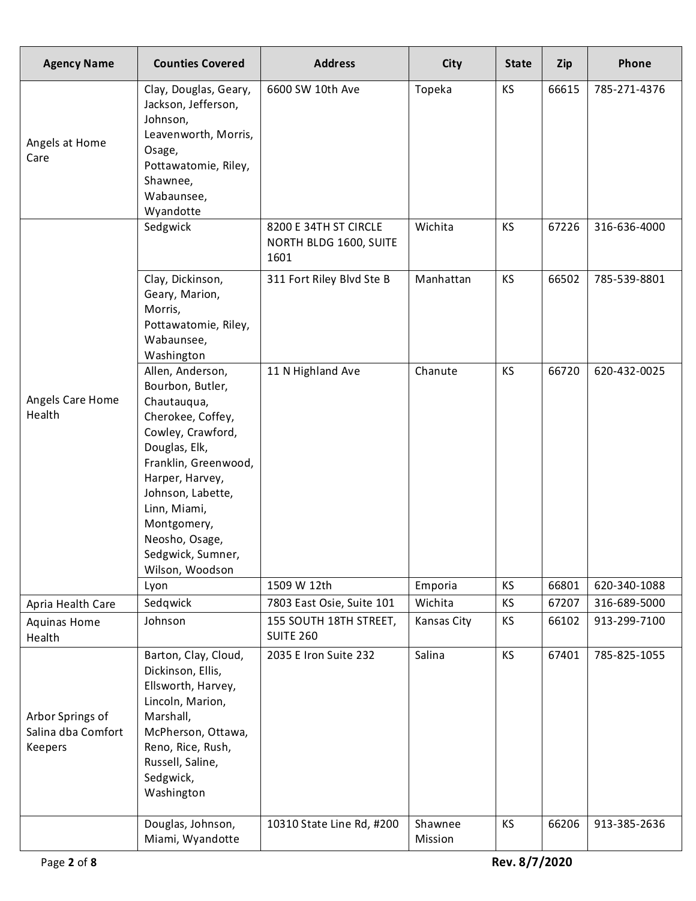| Agency Name | Counties Covered | Address | City | State | Zip | Phone |
|---|---|---|---|---|---|---|
| Angels at Home Care | Clay, Douglas, Geary, Jackson, Jefferson, Johnson, Leavenworth, Morris, Osage, Pottawatomie, Riley, Shawnee, Wabaunsee, Wyandotte | 6600 SW 10th Ave | Topeka | KS | 66615 | 785-271-4376 |
| Angels Care Home Health | Sedgwick | 8200 E 34TH ST CIRCLE NORTH BLDG 1600, SUITE 1601 | Wichita | KS | 67226 | 316-636-4000 |
| | Clay, Dickinson, Geary, Marion, Morris, Pottawatomie, Riley, Wabaunsee, Washington | 311 Fort Riley Blvd Ste B | Manhattan | KS | 66502 | 785-539-8801 |
| | Allen, Anderson, Bourbon, Butler, Chautauqua, Cherokee, Coffey, Cowley, Crawford, Douglas, Elk, Franklin, Greenwood, Harper, Harvey, Johnson, Labette, Linn, Miami, Montgomery, Neosho, Osage, Sedgwick, Sumner, Wilson, Woodson | 11 N Highland Ave | Chanute | KS | 66720 | 620-432-0025 |
| | Lyon | 1509 W 12th | Emporia | KS | 66801 | 620-340-1088 |
| Apria Health Care | Sedqwick | 7803 East Osie, Suite 101 | Wichita | KS | 67207 | 316-689-5000 |
| Aquinas Home Health | Johnson | 155 SOUTH 18TH STREET, SUITE 260 | Kansas City | KS | 66102 | 913-299-7100 |
| Arbor Springs of Salina dba Comfort Keepers | Barton, Clay, Cloud, Dickinson, Ellis, Ellsworth, Harvey, Lincoln, Marion, Marshall, McPherson, Ottawa, Reno, Rice, Rush, Russell, Saline, Sedgwick, Washington | 2035 E Iron Suite 232 | Salina | KS | 67401 | 785-825-1055 |
| | Douglas, Johnson, Miami, Wyandotte | 10310 State Line Rd, #200 | Shawnee Mission | KS | 66206 | 913-385-2636 |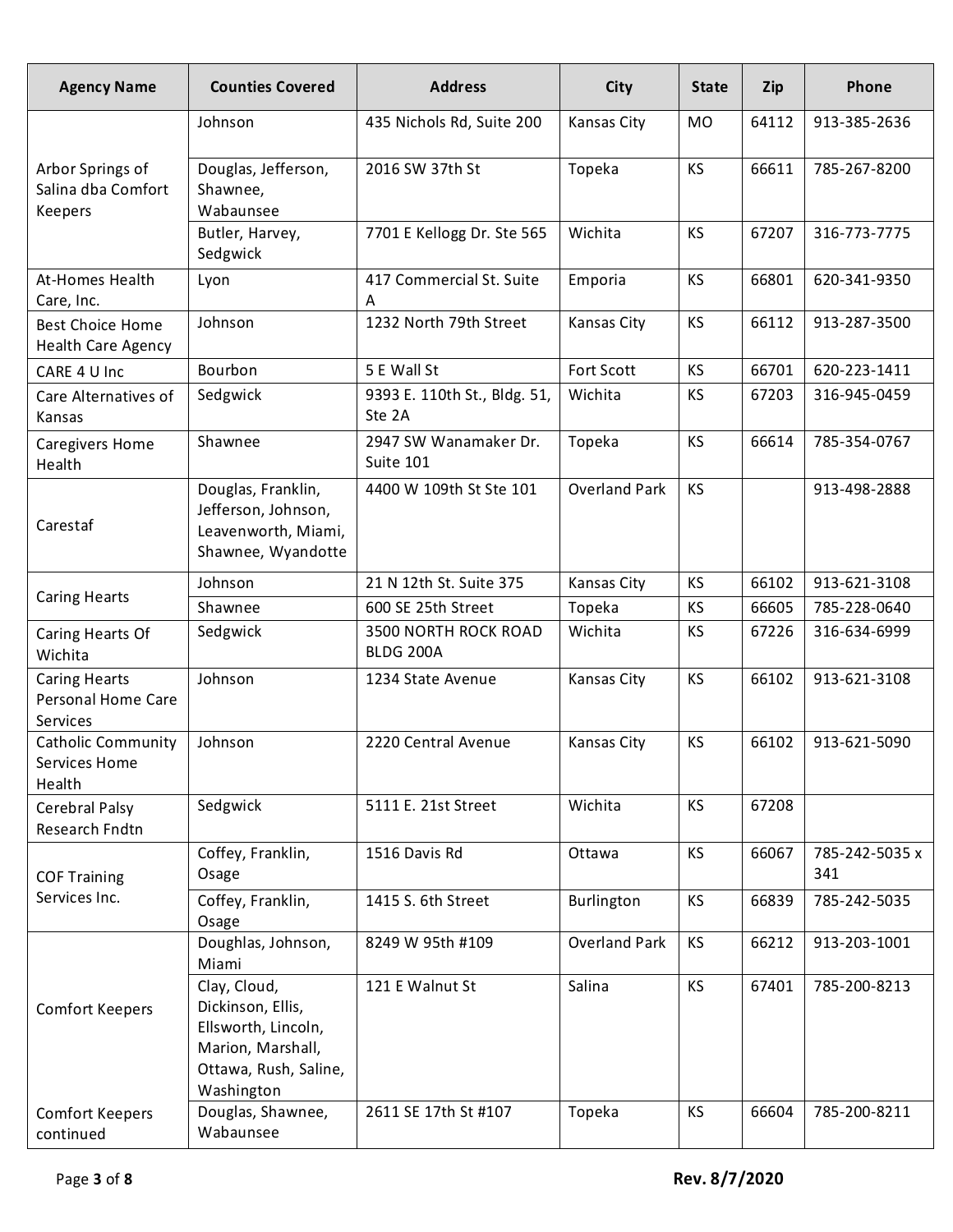| Agency Name | Counties Covered | Address | City | State | Zip | Phone |
|---|---|---|---|---|---|---|
| Arbor Springs of Salina dba Comfort Keepers | Johnson | 435 Nichols Rd, Suite 200 | Kansas City | MO | 64112 | 913-385-2636 |
| | Douglas, Jefferson, Shawnee, Wabaunsee | 2016 SW 37th St | Topeka | KS | 66611 | 785-267-8200 |
| | Butler, Harvey, Sedgwick | 7701 E Kellogg Dr. Ste 565 | Wichita | KS | 67207 | 316-773-7775 |
| At-Homes Health Care, Inc. | Lyon | 417 Commercial St. Suite A | Emporia | KS | 66801 | 620-341-9350 |
| Best Choice Home Health Care Agency | Johnson | 1232 North 79th Street | Kansas City | KS | 66112 | 913-287-3500 |
| CARE 4 U Inc | Bourbon | 5 E Wall St | Fort Scott | KS | 66701 | 620-223-1411 |
| Care Alternatives of Kansas | Sedgwick | 9393 E. 110th St., Bldg. 51, Ste 2A | Wichita | KS | 67203 | 316-945-0459 |
| Caregivers Home Health | Shawnee | 2947 SW Wanamaker Dr. Suite 101 | Topeka | KS | 66614 | 785-354-0767 |
| Carestaf | Douglas, Franklin, Jefferson, Johnson, Leavenworth, Miami, Shawnee, Wyandotte | 4400 W 109th St Ste 101 | Overland Park | KS | | 913-498-2888 |
| Caring Hearts | Johnson | 21 N 12th St. Suite 375 | Kansas City | KS | 66102 | 913-621-3108 |
| | Shawnee | 600 SE 25th Street | Topeka | KS | 66605 | 785-228-0640 |
| Caring Hearts Of Wichita | Sedgwick | 3500 NORTH ROCK ROAD BLDG 200A | Wichita | KS | 67226 | 316-634-6999 |
| Caring Hearts Personal Home Care Services | Johnson | 1234 State Avenue | Kansas City | KS | 66102 | 913-621-3108 |
| Catholic Community Services Home Health | Johnson | 2220 Central Avenue | Kansas City | KS | 66102 | 913-621-5090 |
| Cerebral Palsy Research Fndtn | Sedgwick | 5111 E. 21st Street | Wichita | KS | 67208 | |
| COF Training Services Inc. | Coffey, Franklin, Osage | 1516 Davis Rd | Ottawa | KS | 66067 | 785-242-5035 x 341 |
| | Coffey, Franklin, Osage | 1415 S. 6th Street | Burlington | KS | 66839 | 785-242-5035 |
| Comfort Keepers | Doughlas, Johnson, Miami | 8249 W 95th #109 | Overland Park | KS | 66212 | 913-203-1001 |
| | Clay, Cloud, Dickinson, Ellis, Ellsworth, Lincoln, Marion, Marshall, Ottawa, Rush, Saline, Washington | 121 E Walnut St | Salina | KS | 67401 | 785-200-8213 |
| Comfort Keepers continued | Douglas, Shawnee, Wabaunsee | 2611 SE 17th St #107 | Topeka | KS | 66604 | 785-200-8211 |

Rev. 8/7/2020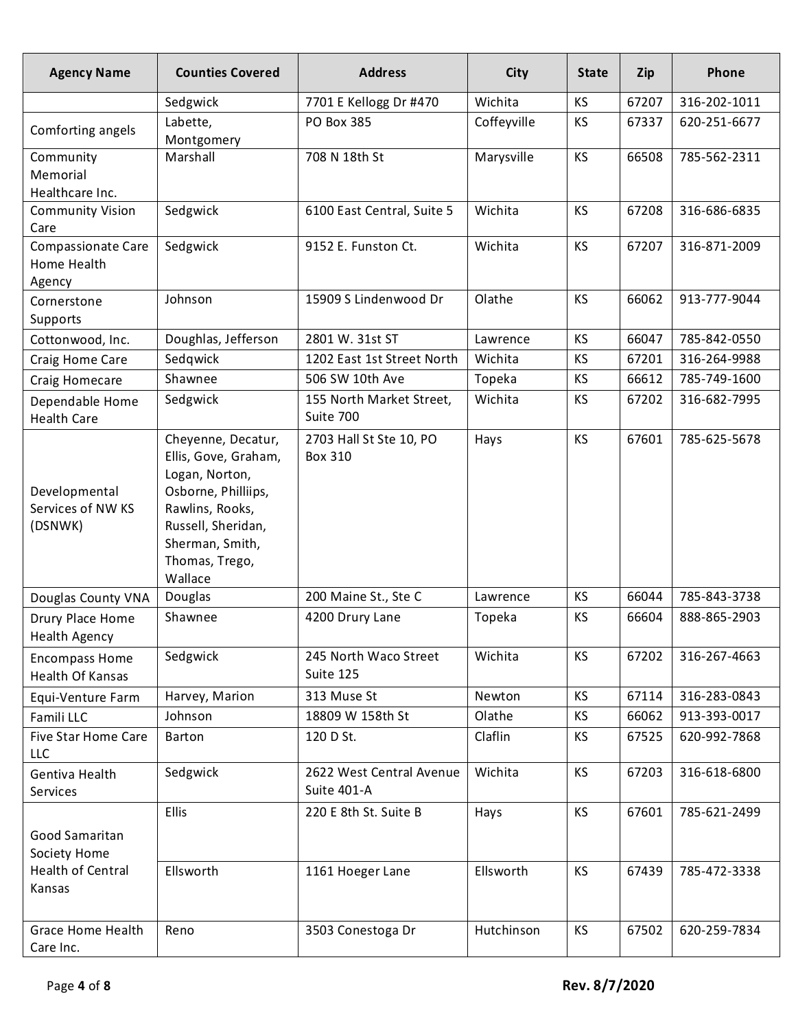| Agency Name | Counties Covered | Address | City | State | Zip | Phone |
|---|---|---|---|---|---|---|
| | Sedgwick | 7701 E Kellogg Dr #470 | Wichita | KS | 67207 | 316-202-1011 |
| Comforting angels | Labette, Montgomery | PO Box 385 | Coffeyville | KS | 67337 | 620-251-6677 |
| Community Memorial Healthcare Inc. | Marshall | 708 N 18th St | Marysville | KS | 66508 | 785-562-2311 |
| Community Vision Care | Sedgwick | 6100 East Central, Suite 5 | Wichita | KS | 67208 | 316-686-6835 |
| Compassionate Care Home Health Agency | Sedgwick | 9152 E. Funston Ct. | Wichita | KS | 67207 | 316-871-2009 |
| Cornerstone Supports | Johnson | 15909 S Lindenwood Dr | Olathe | KS | 66062 | 913-777-9044 |
| Cottonwood, Inc. | Doughlas, Jefferson | 2801 W. 31st ST | Lawrence | KS | 66047 | 785-842-0550 |
| Craig Home Care | Sedqwick | 1202 East 1st Street North | Wichita | KS | 67201 | 316-264-9988 |
| Craig Homecare | Shawnee | 506 SW 10th Ave | Topeka | KS | 66612 | 785-749-1600 |
| Dependable Home Health Care | Sedgwick | 155 North Market Street, Suite 700 | Wichita | KS | 67202 | 316-682-7995 |
| Developmental Services of NW KS (DSNWK) | Cheyenne, Decatur, Ellis, Gove, Graham, Logan, Norton, Osborne, Philliips, Rawlins, Rooks, Russell, Sheridan, Sherman, Smith, Thomas, Trego, Wallace | 2703 Hall St Ste 10, PO Box 310 | Hays | KS | 67601 | 785-625-5678 |
| Douglas County VNA | Douglas | 200 Maine St., Ste C | Lawrence | KS | 66044 | 785-843-3738 |
| Drury Place Home Health Agency | Shawnee | 4200 Drury Lane | Topeka | KS | 66604 | 888-865-2903 |
| Encompass Home Health Of Kansas | Sedgwick | 245 North Waco Street Suite 125 | Wichita | KS | 67202 | 316-267-4663 |
| Equi-Venture Farm | Harvey, Marion | 313 Muse St | Newton | KS | 67114 | 316-283-0843 |
| Famili LLC | Johnson | 18809 W 158th St | Olathe | KS | 66062 | 913-393-0017 |
| Five Star Home Care LLC | Barton | 120 D St. | Claflin | KS | 67525 | 620-992-7868 |
| Gentiva Health Services | Sedgwick | 2622 West Central Avenue Suite 401-A | Wichita | KS | 67203 | 316-618-6800 |
| Good Samaritan Society Home Health of Central Kansas | Ellis | 220 E 8th St. Suite B | Hays | KS | 67601 | 785-621-2499 |
| | Ellsworth | 1161 Hoeger Lane | Ellsworth | KS | 67439 | 785-472-3338 |
| Grace Home Health Care Inc. | Reno | 3503 Conestoga Dr | Hutchinson | KS | 67502 | 620-259-7834 |

Rev. 8/7/2020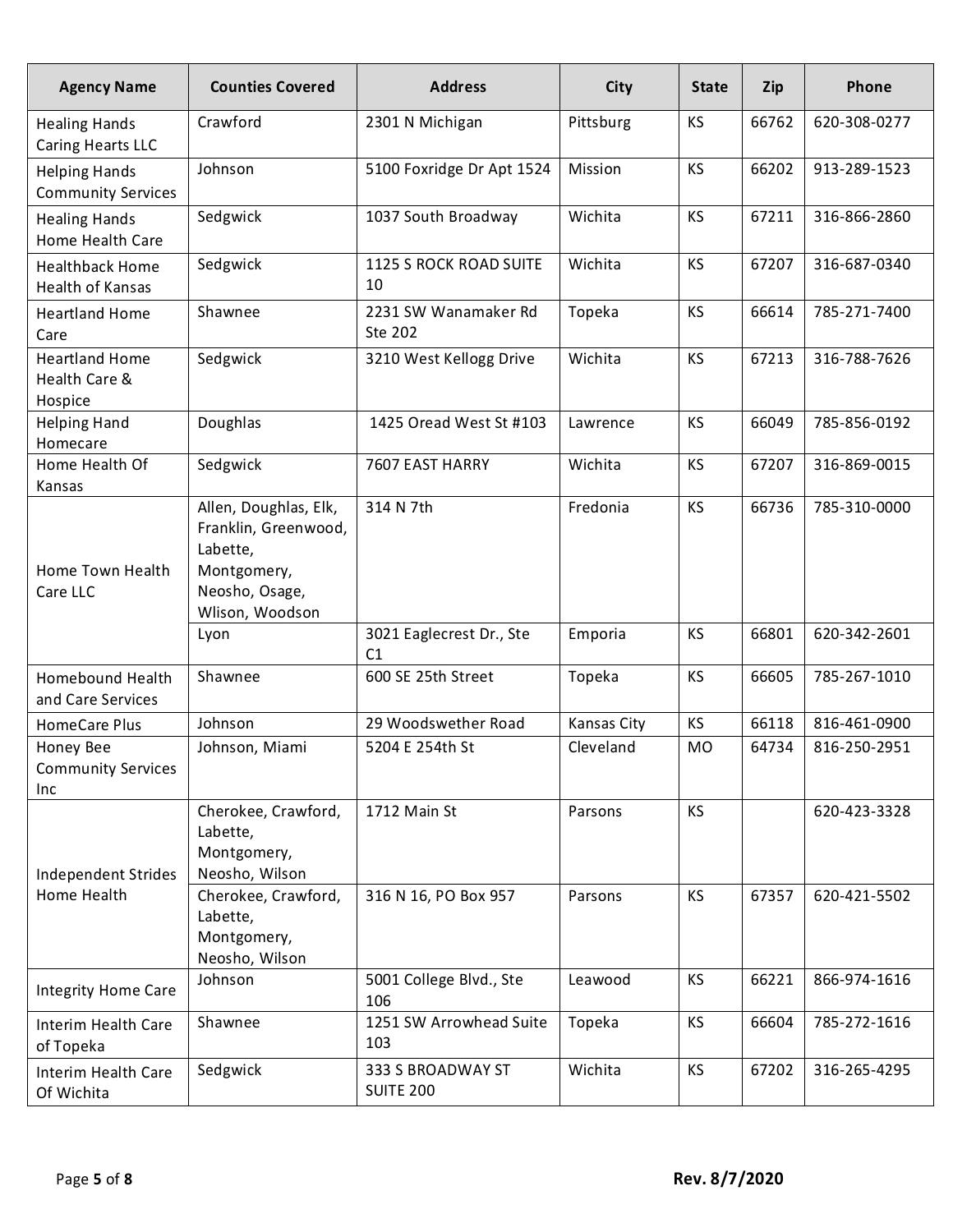| Agency Name | Counties Covered | Address | City | State | Zip | Phone |
|---|---|---|---|---|---|---|
| Healing Hands Caring Hearts LLC | Crawford | 2301 N Michigan | Pittsburg | KS | 66762 | 620-308-0277 |
| Helping Hands Community Services | Johnson | 5100 Foxridge Dr Apt 1524 | Mission | KS | 66202 | 913-289-1523 |
| Healing Hands Home Health Care | Sedgwick | 1037 South Broadway | Wichita | KS | 67211 | 316-866-2860 |
| Healthback Home Health of Kansas | Sedgwick | 1125 S ROCK ROAD SUITE 10 | Wichita | KS | 67207 | 316-687-0340 |
| Heartland Home Care | Shawnee | 2231 SW Wanamaker Rd Ste 202 | Topeka | KS | 66614 | 785-271-7400 |
| Heartland Home Health Care & Hospice | Sedgwick | 3210 West Kellogg Drive | Wichita | KS | 67213 | 316-788-7626 |
| Helping Hand Homecare | Doughlas | 1425 Oread West St #103 | Lawrence | KS | 66049 | 785-856-0192 |
| Home Health Of Kansas | Sedgwick | 7607 EAST HARRY | Wichita | KS | 67207 | 316-869-0015 |
| Home Town Health Care LLC | Allen, Doughlas, Elk, Franklin, Greenwood, Labette, Montgomery, Neosho, Osage, Wlison, Woodson | 314 N 7th | Fredonia | KS | 66736 | 785-310-0000 |
| | Lyon | 3021 Eaglecrest Dr., Ste C1 | Emporia | KS | 66801 | 620-342-2601 |
| Homebound Health and Care Services | Shawnee | 600 SE 25th Street | Topeka | KS | 66605 | 785-267-1010 |
| HomeCare Plus | Johnson | 29 Woodswether Road | Kansas City | KS | 66118 | 816-461-0900 |
| Honey Bee Community Services Inc | Johnson, Miami | 5204 E 254th St | Cleveland | MO | 64734 | 816-250-2951 |
| Independent Strides Home Health | Cherokee, Crawford, Labette, Montgomery, Neosho, Wilson | 1712 Main St | Parsons | KS | | 620-423-3328 |
| | Cherokee, Crawford, Labette, Montgomery, Neosho, Wilson | 316 N 16, PO Box 957 | Parsons | KS | 67357 | 620-421-5502 |
| Integrity Home Care | Johnson | 5001 College Blvd., Ste 106 | Leawood | KS | 66221 | 866-974-1616 |
| Interim Health Care of Topeka | Shawnee | 1251 SW Arrowhead Suite 103 | Topeka | KS | 66604 | 785-272-1616 |
| Interim Health Care Of Wichita | Sedgwick | 333 S BROADWAY ST SUITE 200 | Wichita | KS | 67202 | 316-265-4295 |

Rev. 8/7/2020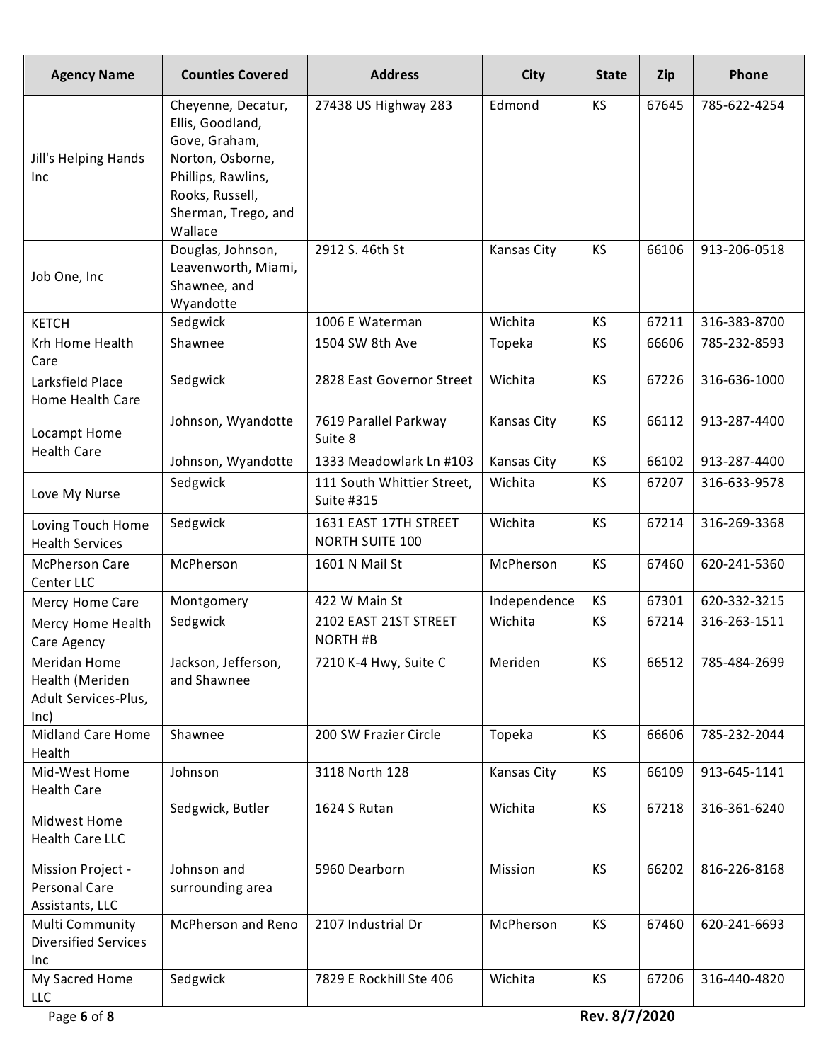| Agency Name | Counties Covered | Address | City | State | Zip | Phone |
|---|---|---|---|---|---|---|
| Jill's Helping Hands Inc | Cheyenne, Decatur, Ellis, Goodland, Gove, Graham, Norton, Osborne, Phillips, Rawlins, Rooks, Russell, Sherman, Trego, and Wallace | 27438 US Highway 283 | Edmond | KS | 67645 | 785-622-4254 |
| Job One, Inc | Douglas, Johnson, Leavenworth, Miami, Shawnee, and Wyandotte | 2912 S. 46th St | Kansas City | KS | 66106 | 913-206-0518 |
| KETCH | Sedgwick | 1006 E Waterman | Wichita | KS | 67211 | 316-383-8700 |
| Krh Home Health Care | Shawnee | 1504 SW 8th Ave | Topeka | KS | 66606 | 785-232-8593 |
| Larksfield Place Home Health Care | Sedgwick | 2828 East Governor Street | Wichita | KS | 67226 | 316-636-1000 |
| Locampt Home Health Care | Johnson, Wyandotte | 7619 Parallel Parkway Suite 8 | Kansas City | KS | 66112 | 913-287-4400 |
| | Johnson, Wyandotte | 1333 Meadowlark Ln #103 | Kansas City | KS | 66102 | 913-287-4400 |
| Love My Nurse | Sedgwick | 111 South Whittier Street, Suite #315 | Wichita | KS | 67207 | 316-633-9578 |
| Loving Touch Home Health Services | Sedgwick | 1631 EAST 17TH STREET NORTH SUITE 100 | Wichita | KS | 67214 | 316-269-3368 |
| McPherson Care Center LLC | McPherson | 1601 N Mail St | McPherson | KS | 67460 | 620-241-5360 |
| Mercy Home Care | Montgomery | 422 W Main St | Independence | KS | 67301 | 620-332-3215 |
| Mercy Home Health Care Agency | Sedgwick | 2102 EAST 21ST STREET NORTH #B | Wichita | KS | 67214 | 316-263-1511 |
| Meridan Home Health (Meriden Adult Services-Plus, Inc) | Jackson, Jefferson, and Shawnee | 7210 K-4 Hwy, Suite C | Meriden | KS | 66512 | 785-484-2699 |
| Midland Care Home Health | Shawnee | 200 SW Frazier Circle | Topeka | KS | 66606 | 785-232-2044 |
| Mid-West Home Health Care | Johnson | 3118 North 128 | Kansas City | KS | 66109 | 913-645-1141 |
| Midwest Home Health Care LLC | Sedgwick, Butler | 1624 S Rutan | Wichita | KS | 67218 | 316-361-6240 |
| Mission Project - Personal Care Assistants, LLC | Johnson and surrounding area | 5960 Dearborn | Mission | KS | 66202 | 816-226-8168 |
| Multi Community Diversified Services Inc | McPherson and Reno | 2107 Industrial Dr | McPherson | KS | 67460 | 620-241-6693 |
| My Sacred Home LLC | Sedgwick | 7829 E Rockhill Ste 406 | Wichita | KS | 67206 | 316-440-4820 |

Rev. 8/7/2020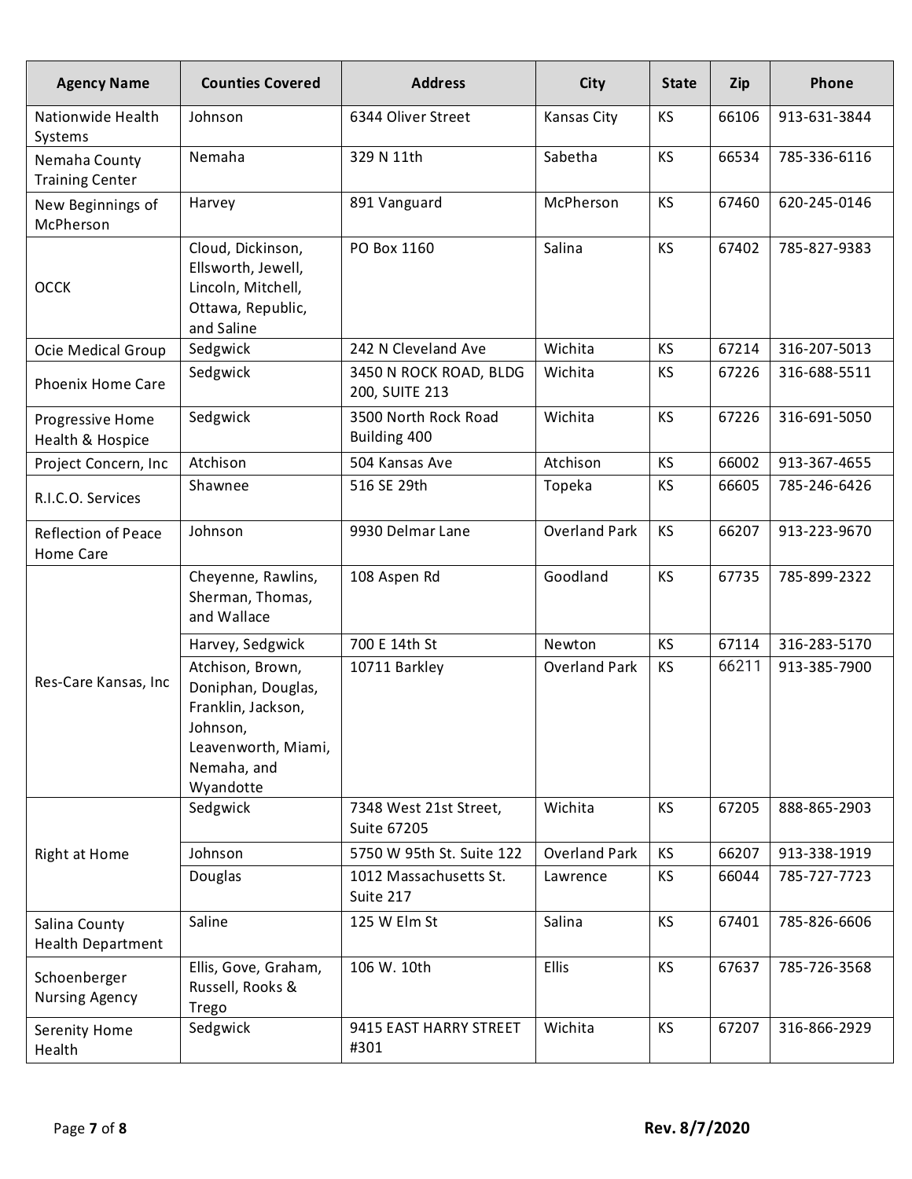| Agency Name | Counties Covered | Address | City | State | Zip | Phone |
|---|---|---|---|---|---|---|
| Nationwide Health Systems | Johnson | 6344 Oliver Street | Kansas City | KS | 66106 | 913-631-3844 |
| Nemaha County Training Center | Nemaha | 329 N 11th | Sabetha | KS | 66534 | 785-336-6116 |
| New Beginnings of McPherson | Harvey | 891 Vanguard | McPherson | KS | 67460 | 620-245-0146 |
| OCCK | Cloud, Dickinson, Ellsworth, Jewell, Lincoln, Mitchell, Ottawa, Republic, and Saline | PO Box 1160 | Salina | KS | 67402 | 785-827-9383 |
| Ocie Medical Group | Sedgwick | 242 N Cleveland Ave | Wichita | KS | 67214 | 316-207-5013 |
| Phoenix Home Care | Sedgwick | 3450 N ROCK ROAD, BLDG 200, SUITE 213 | Wichita | KS | 67226 | 316-688-5511 |
| Progressive Home Health & Hospice | Sedgwick | 3500 North Rock Road Building 400 | Wichita | KS | 67226 | 316-691-5050 |
| Project Concern, Inc | Atchison | 504 Kansas Ave | Atchison | KS | 66002 | 913-367-4655 |
| R.I.C.O. Services | Shawnee | 516 SE 29th | Topeka | KS | 66605 | 785-246-6426 |
| Reflection of Peace Home Care | Johnson | 9930 Delmar Lane | Overland Park | KS | 66207 | 913-223-9670 |
| Res-Care Kansas, Inc | Cheyenne, Rawlins, Sherman, Thomas, and Wallace | 108 Aspen Rd | Goodland | KS | 67735 | 785-899-2322 |
| | Harvey, Sedgwick | 700 E 14th St | Newton | KS | 67114 | 316-283-5170 |
| | Atchison, Brown, Doniphan, Douglas, Franklin, Jackson, Johnson, Leavenworth, Miami, Nemaha, and Wyandotte | 10711 Barkley | Overland Park | KS | 66211 | 913-385-7900 |
| Right at Home | Sedgwick | 7348 West 21st Street, Suite 67205 | Wichita | KS | 67205 | 888-865-2903 |
| | Johnson | 5750 W 95th St. Suite 122 | Overland Park | KS | 66207 | 913-338-1919 |
| | Douglas | 1012 Massachusetts St. Suite 217 | Lawrence | KS | 66044 | 785-727-7723 |
| Salina County Health Department | Saline | 125 W Elm St | Salina | KS | 67401 | 785-826-6606 |
| Schoenberger Nursing Agency | Ellis, Gove, Graham, Russell, Rooks & Trego | 106 W. 10th | Ellis | KS | 67637 | 785-726-3568 |
| Serenity Home Health | Sedgwick | 9415 EAST HARRY STREET #301 | Wichita | KS | 67207 | 316-866-2929 |

Rev. 8/7/2020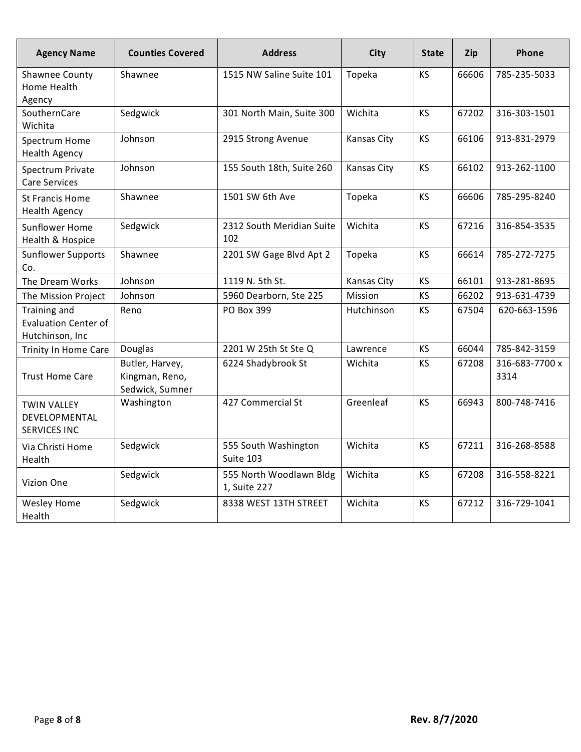| Agency Name | Counties Covered | Address | City | State | Zip | Phone |
| --- | --- | --- | --- | --- | --- | --- |
| Shawnee County Home Health Agency | Shawnee | 1515 NW Saline Suite 101 | Topeka | KS | 66606 | 785-235-5033 |
| SouthernCare Wichita | Sedgwick | 301 North Main, Suite 300 | Wichita | KS | 67202 | 316-303-1501 |
| Spectrum Home Health Agency | Johnson | 2915 Strong Avenue | Kansas City | KS | 66106 | 913-831-2979 |
| Spectrum Private Care Services | Johnson | 155 South 18th, Suite 260 | Kansas City | KS | 66102 | 913-262-1100 |
| St Francis Home Health Agency | Shawnee | 1501 SW 6th Ave | Topeka | KS | 66606 | 785-295-8240 |
| Sunflower Home Health & Hospice | Sedgwick | 2312 South Meridian Suite 102 | Wichita | KS | 67216 | 316-854-3535 |
| Sunflower Supports Co. | Shawnee | 2201 SW Gage Blvd Apt 2 | Topeka | KS | 66614 | 785-272-7275 |
| The Dream Works | Johnson | 1119 N. 5th St. | Kansas City | KS | 66101 | 913-281-8695 |
| The Mission Project | Johnson | 5960 Dearborn, Ste 225 | Mission | KS | 66202 | 913-631-4739 |
| Training and Evaluation Center of Hutchinson, Inc | Reno | PO Box 399 | Hutchinson | KS | 67504 | 620-663-1596 |
| Trinity In Home Care | Douglas | 2201 W 25th St Ste Q | Lawrence | KS | 66044 | 785-842-3159 |
| Trust Home Care | Butler, Harvey, Kingman, Reno, Sedwick, Sumner | 6224 Shadybrook St | Wichita | KS | 67208 | 316-683-7700 x 3314 |
| TWIN VALLEY DEVELOPMENTAL SERVICES INC | Washington | 427 Commercial St | Greenleaf | KS | 66943 | 800-748-7416 |
| Via Christi Home Health | Sedgwick | 555 South Washington Suite 103 | Wichita | KS | 67211 | 316-268-8588 |
| Vizion One | Sedgwick | 555 North Woodlawn Bldg 1, Suite 227 | Wichita | KS | 67208 | 316-558-8221 |
| Wesley Home Health | Sedgwick | 8338 WEST 13TH STREET | Wichita | KS | 67212 | 316-729-1041 |

Rev. 8/7/2020